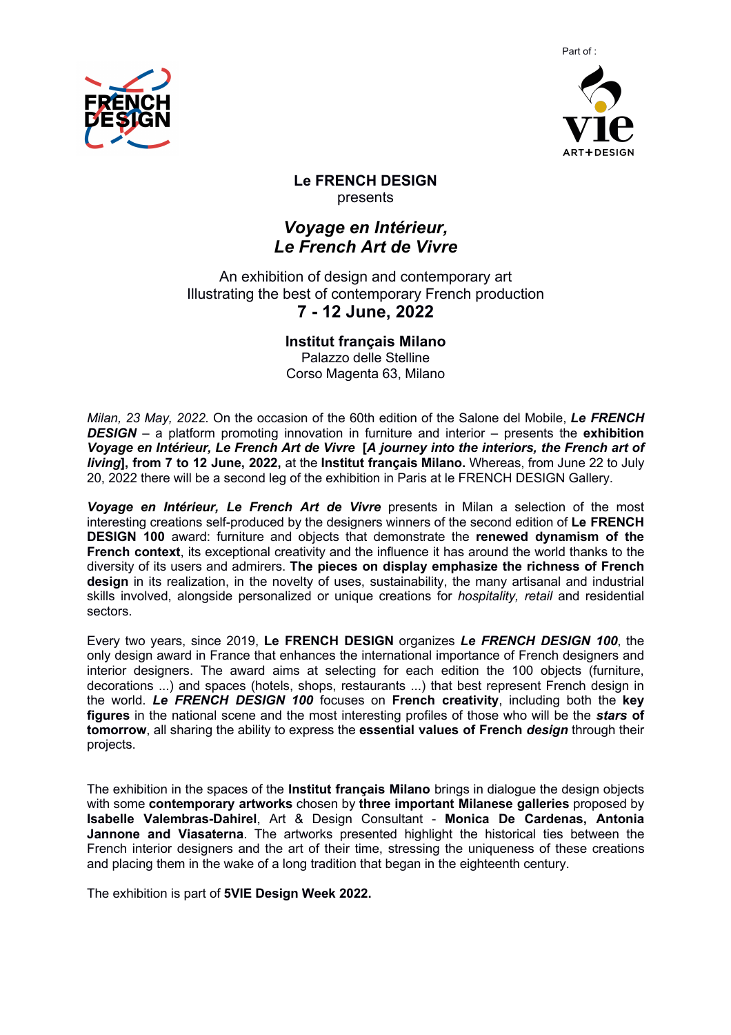Part of :

**Le FRENCH DESIGN**
presents

## *Voyage en Intérieur, Le French Art de Vivre*

An exhibition of design and contemporary art
Illustrating the best of contemporary French production
**7 - 12 June, 2022**

**Institut français Milano**
Palazzo delle Stelline
Corso Magenta 63, Milano

*Milan, 23 May, 2022*. On the occasion of the 60th edition of the Salone del Mobile, ***Le FRENCH DESIGN*** – a platform promoting innovation in furniture and interior – presents the **exhibition *Voyage en Intérieur, Le French Art de Vivre* [*A journey into the interiors, the French art of living*], from 7 to 12 June, 2022,** at the **Institut français Milano.** Whereas, from June 22 to July 20, 2022 there will be a second leg of the exhibition in Paris at le FRENCH DESIGN Gallery.

***Voyage en Intérieur, Le French Art de Vivre*** presents in Milan a selection of the most interesting creations self-produced by the designers winners of the second edition of **Le FRENCH DESIGN 100** award: furniture and objects that demonstrate the **renewed dynamism of the French context**, its exceptional creativity and the influence it has around the world thanks to the diversity of its users and admirers. **The pieces on display emphasize the richness of French design** in its realization, in the novelty of uses, sustainability, the many artisanal and industrial skills involved, alongside personalized or unique creations for *hospitality, retail* and residential sectors.

Every two years, since 2019, **Le FRENCH DESIGN** organizes ***Le FRENCH DESIGN 100***, the only design award in France that enhances the international importance of French designers and interior designers. The award aims at selecting for each edition the 100 objects (furniture, decorations ...) and spaces (hotels, shops, restaurants ...) that best represent French design in the world. ***Le FRENCH DESIGN 100*** focuses on **French creativity**, including both the **key figures** in the national scene and the most interesting profiles of those who will be the ***stars* of tomorrow**, all sharing the ability to express the **essential values of French *design*** through their projects.

The exhibition in the spaces of the **Institut français Milano** brings in dialogue the design objects with some **contemporary artworks** chosen by **three important Milanese galleries** proposed by **Isabelle Valembras-Dahirel**, Art & Design Consultant - **Monica De Cardenas, Antonia Jannone and Viasaterna**. The artworks presented highlight the historical ties between the French interior designers and the art of their time, stressing the uniqueness of these creations and placing them in the wake of a long tradition that began in the eighteenth century.

The exhibition is part of **5VIE Design Week 2022.**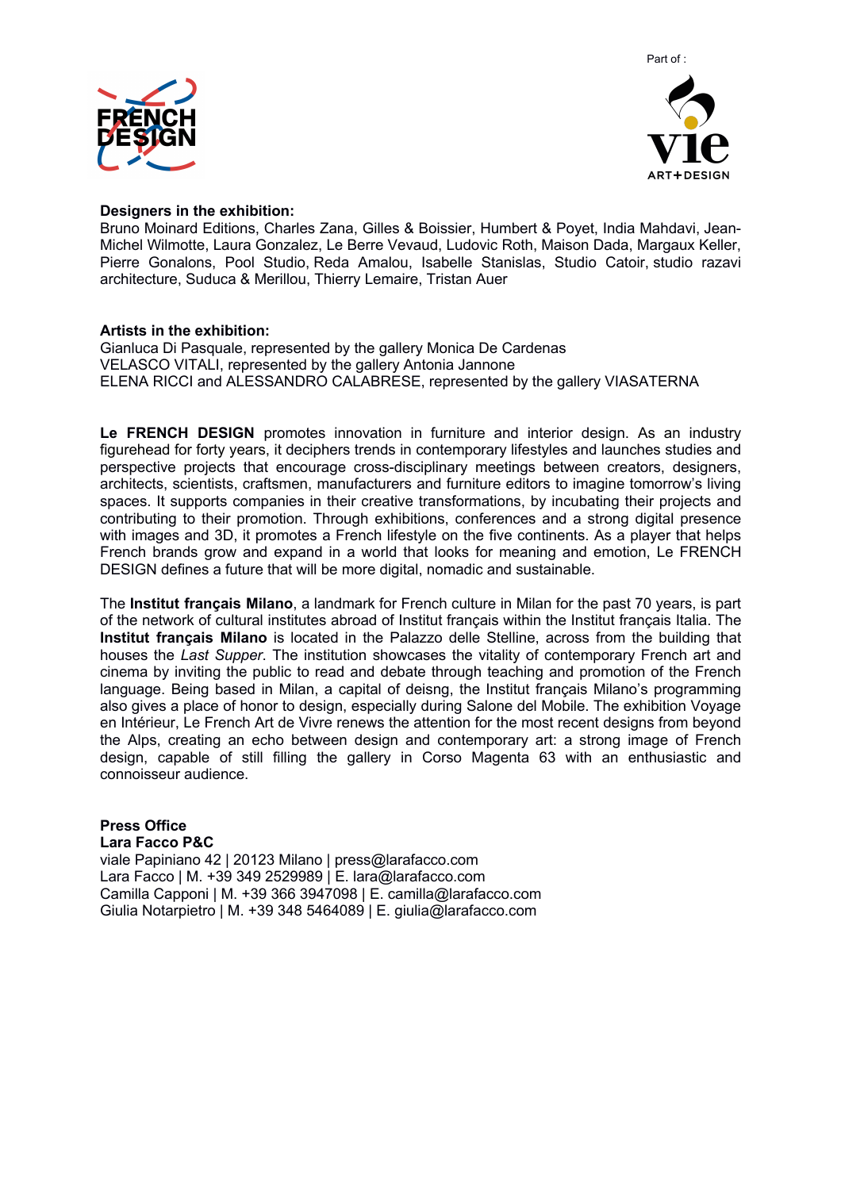Part of :

**Designers in the exhibition:**
Bruno Moinard Editions, Charles Zana, Gilles & Boissier, Humbert & Poyet, India Mahdavi, Jean-Michel Wilmotte, Laura Gonzalez, Le Berre Vevaud, Ludovic Roth, Maison Dada, Margaux Keller, Pierre Gonalons, Pool Studio, Reda Amalou, Isabelle Stanislas, Studio Catoir, studio razavi architecture, Suduca & Merillou, Thierry Lemaire, Tristan Auer

**Artists in the exhibition:**
Gianluca Di Pasquale, represented by the gallery Monica De Cardenas
VELASCO VITALI, represented by the gallery Antonia Jannone
ELENA RICCI and ALESSANDRO CALABRESE, represented by the gallery VIASATERNA

**Le FRENCH DESIGN** promotes innovation in furniture and interior design. As an industry figurehead for forty years, it deciphers trends in contemporary lifestyles and launches studies and perspective projects that encourage cross-disciplinary meetings between creators, designers, architects, scientists, craftsmen, manufacturers and furniture editors to imagine tomorrow's living spaces. It supports companies in their creative transformations, by incubating their projects and contributing to their promotion. Through exhibitions, conferences and a strong digital presence with images and 3D, it promotes a French lifestyle on the five continents. As a player that helps French brands grow and expand in a world that looks for meaning and emotion, Le FRENCH DESIGN defines a future that will be more digital, nomadic and sustainable.

The **Institut français Milano**, a landmark for French culture in Milan for the past 70 years, is part of the network of cultural institutes abroad of Institut français within the Institut français Italia. The **Institut français Milano** is located in the Palazzo delle Stelline, across from the building that houses the *Last Supper*. The institution showcases the vitality of contemporary French art and cinema by inviting the public to read and debate through teaching and promotion of the French language. Being based in Milan, a capital of deisng, the Institut français Milano's programming also gives a place of honor to design, especially during Salone del Mobile. The exhibition Voyage en Intérieur, Le French Art de Vivre renews the attention for the most recent designs from beyond the Alps, creating an echo between design and contemporary art: a strong image of French design, capable of still filling the gallery in Corso Magenta 63 with an enthusiastic and connoisseur audience.

**Press Office**
**Lara Facco P&C**
viale Papiniano 42 | 20123 Milano | press@larafacco.com
Lara Facco | M. +39 349 2529989 | E. lara@larafacco.com
Camilla Capponi | M. +39 366 3947098 | E. camilla@larafacco.com
Giulia Notarpietro | M. +39 348 5464089 | E. giulia@larafacco.com